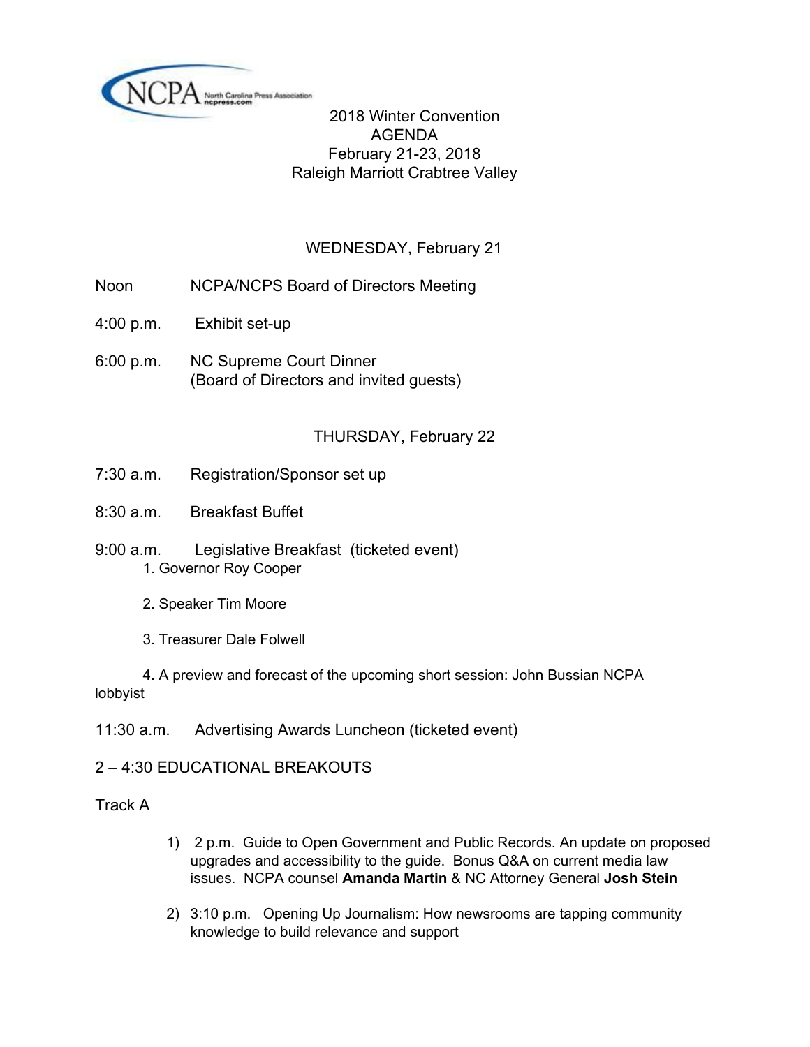NCPA North Carolina Press Association ncpress.com

# 2018 Winter Convention
## AGENDA
February 21-23, 2018
Raleigh Marriott Crabtree Valley

## WEDNESDAY, February 21

Noon NCPA/NCPS Board of Directors Meeting

4:00 p.m. Exhibit set-up

6:00 p.m. NC Supreme Court Dinner
(Board of Directors and invited guests)

---

## THURSDAY, February 22

7:30 a.m. Registration/Sponsor set up

8:30 a.m. Breakfast Buffet

9:00 a.m. Legislative Breakfast (ticketed event)

1. Governor Roy Cooper
2. Speaker Tim Moore
3. Treasurer Dale Folwell
4. A preview and forecast of the upcoming short session: John Bussian NCPA lobbyist

11:30 a.m. Advertising Awards Luncheon (ticketed event)

2 – 4:30 EDUCATIONAL BREAKOUTS

Track A

1) 2 p.m. Guide to Open Government and Public Records. An update on proposed upgrades and accessibility to the guide. Bonus Q&A on current media law issues. NCPA counsel **Amanda Martin** & NC Attorney General **Josh Stein**

2) 3:10 p.m. Opening Up Journalism: How newsrooms are tapping community knowledge to build relevance and support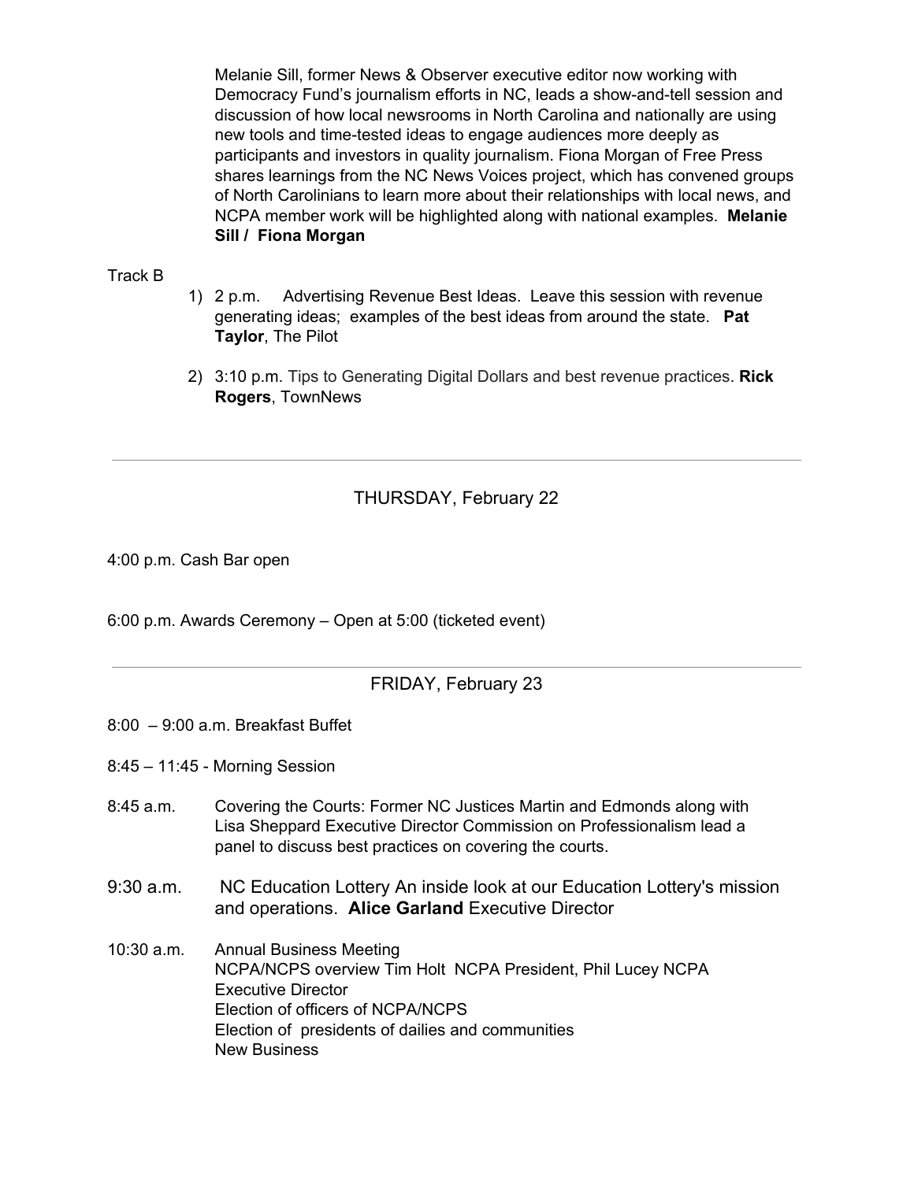Melanie Sill, former News & Observer executive editor now working with Democracy Fund's journalism efforts in NC, leads a show-and-tell session and discussion of how local newsrooms in North Carolina and nationally are using new tools and time-tested ideas to engage audiences more deeply as participants and investors in quality journalism. Fiona Morgan of Free Press shares learnings from the NC News Voices project, which has convened groups of North Carolinians to learn more about their relationships with local news, and NCPA member work will be highlighted along with national examples. **Melanie Sill / Fiona Morgan**

Track B

1) 2 p.m. Advertising Revenue Best Ideas. Leave this session with revenue generating ideas; examples of the best ideas from around the state. **Pat Taylor**, The Pilot

2) 3:10 p.m. Tips to Generating Digital Dollars and best revenue practices. **Rick Rogers**, TownNews

---

## THURSDAY, February 22

4:00 p.m. Cash Bar open

6:00 p.m. Awards Ceremony – Open at 5:00 (ticketed event)

---

## FRIDAY, February 23

8:00 – 9:00 a.m. Breakfast Buffet

8:45 – 11:45 - Morning Session

8:45 a.m. Covering the Courts: Former NC Justices Martin and Edmonds along with Lisa Sheppard Executive Director Commission on Professionalism lead a panel to discuss best practices on covering the courts.

9:30 a.m. NC Education Lottery An inside look at our Education Lottery's mission and operations. **Alice Garland** Executive Director

10:30 a.m. Annual Business Meeting
NCPA/NCPS overview Tim Holt NCPA President, Phil Lucey NCPA Executive Director
Election of officers of NCPA/NCPS
Election of presidents of dailies and communities
New Business